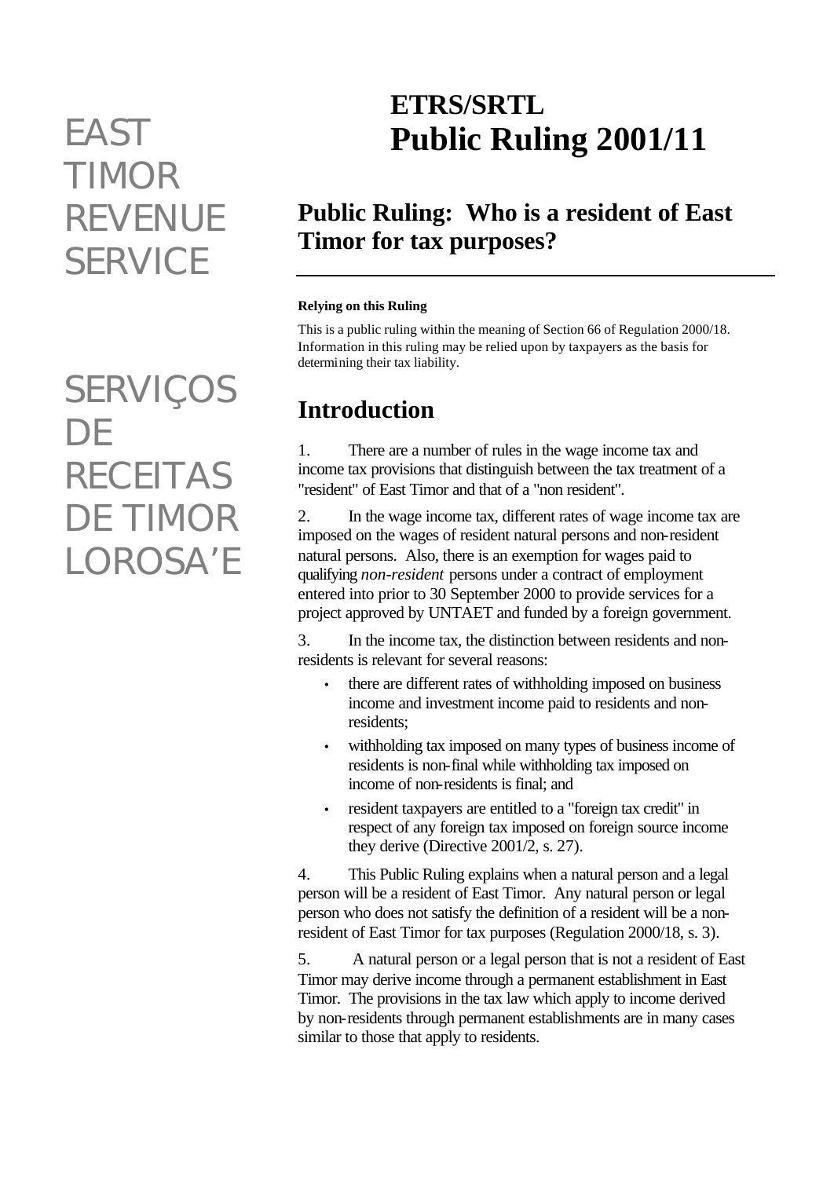EAST TIMOR REVENUE SERVICE

SERVIÇOS DE RECEITAS DE TIMOR LOROSA'E

# ETRS/SRTL Public Ruling 2001/11

## Public Ruling: Who is a resident of East Timor for tax purposes?

**Relying on this Ruling**

This is a public ruling within the meaning of Section 66 of Regulation 2000/18. Information in this ruling may be relied upon by taxpayers as the basis for determining their tax liability.

## Introduction

1. There are a number of rules in the wage income tax and income tax provisions that distinguish between the tax treatment of a "resident" of East Timor and that of a "non resident".

2. In the wage income tax, different rates of wage income tax are imposed on the wages of resident natural persons and non-resident natural persons. Also, there is an exemption for wages paid to qualifying *non-resident* persons under a contract of employment entered into prior to 30 September 2000 to provide services for a project approved by UNTAET and funded by a foreign government.

3. In the income tax, the distinction between residents and non-residents is relevant for several reasons:

- there are different rates of withholding imposed on business income and investment income paid to residents and non-residents;
- withholding tax imposed on many types of business income of residents is non-final while withholding tax imposed on income of non-residents is final; and
- resident taxpayers are entitled to a "foreign tax credit" in respect of any foreign tax imposed on foreign source income they derive (Directive 2001/2, s. 27).

4. This Public Ruling explains when a natural person and a legal person will be a resident of East Timor. Any natural person or legal person who does not satisfy the definition of a resident will be a non-resident of East Timor for tax purposes (Regulation 2000/18, s. 3).

5. A natural person or a legal person that is not a resident of East Timor may derive income through a permanent establishment in East Timor. The provisions in the tax law which apply to income derived by non-residents through permanent establishments are in many cases similar to those that apply to residents.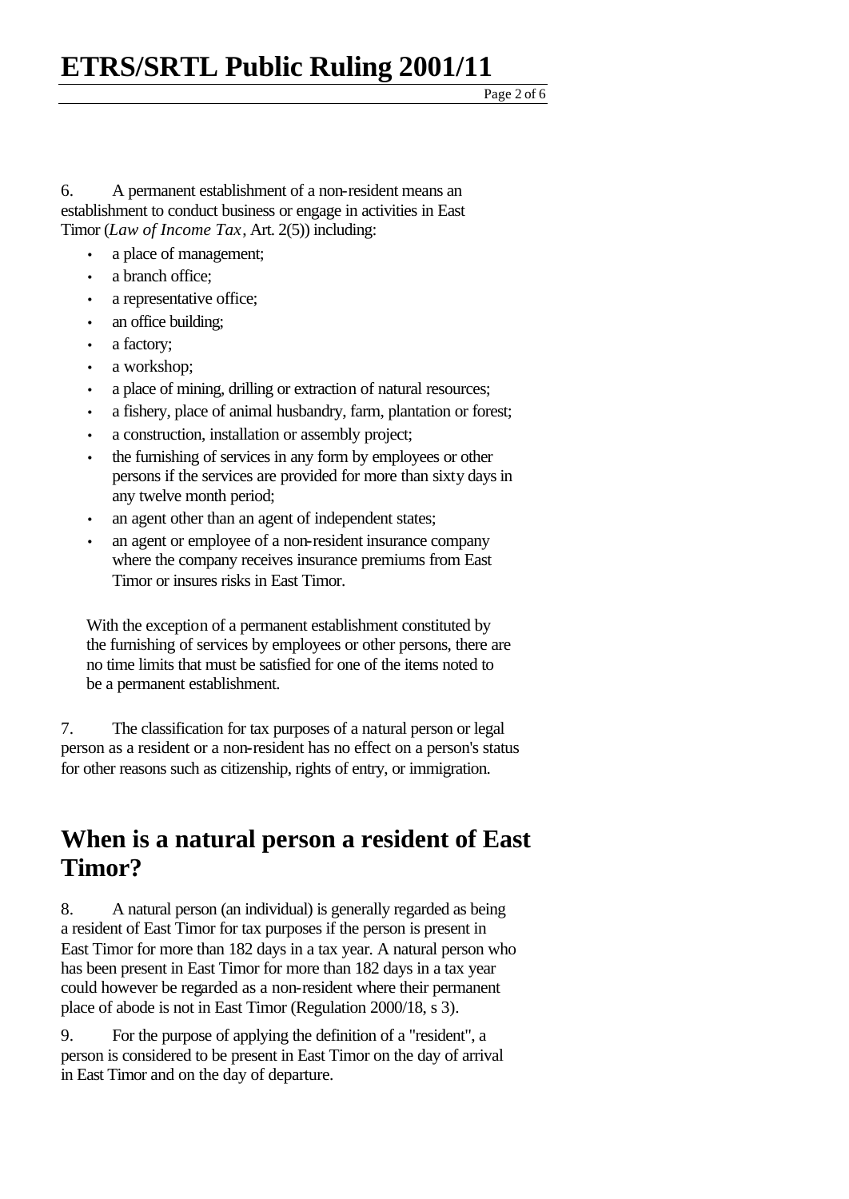6. A permanent establishment of a non-resident means an establishment to conduct business or engage in activities in East Timor (*Law of Income Tax*, Art. 2(5)) including:

- a place of management;
- a branch office;
- a representative office;
- an office building;
- a factory;
- a workshop;
- a place of mining, drilling or extraction of natural resources;
- a fishery, place of animal husbandry, farm, plantation or forest;
- a construction, installation or assembly project;
- the furnishing of services in any form by employees or other persons if the services are provided for more than sixty days in any twelve month period;
- an agent other than an agent of independent states;
- an agent or employee of a non-resident insurance company where the company receives insurance premiums from East Timor or insures risks in East Timor.

With the exception of a permanent establishment constituted by the furnishing of services by employees or other persons, there are no time limits that must be satisfied for one of the items noted to be a permanent establishment.

7. The classification for tax purposes of a natural person or legal person as a resident or a non-resident has no effect on a person's status for other reasons such as citizenship, rights of entry, or immigration.

## When is a natural person a resident of East Timor?

8. A natural person (an individual) is generally regarded as being a resident of East Timor for tax purposes if the person is present in East Timor for more than 182 days in a tax year. A natural person who has been present in East Timor for more than 182 days in a tax year could however be regarded as a non-resident where their permanent place of abode is not in East Timor (Regulation 2000/18, s 3).

9. For the purpose of applying the definition of a "resident", a person is considered to be present in East Timor on the day of arrival in East Timor and on the day of departure.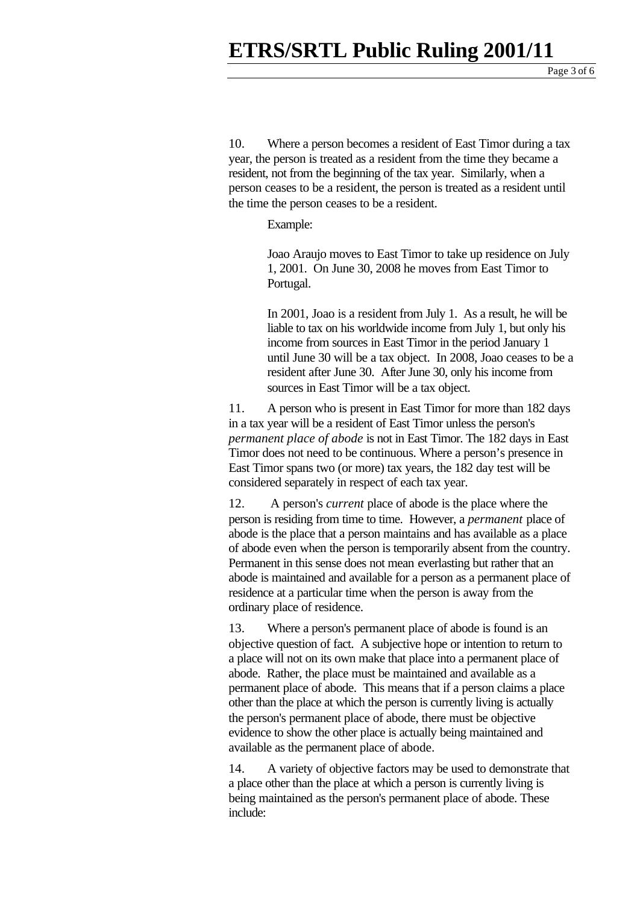10. Where a person becomes a resident of East Timor during a tax year, the person is treated as a resident from the time they became a resident, not from the beginning of the tax year. Similarly, when a person ceases to be a resident, the person is treated as a resident until the time the person ceases to be a resident.

> Example:
>
> Joao Araujo moves to East Timor to take up residence on July 1, 2001. On June 30, 2008 he moves from East Timor to Portugal.
>
> In 2001, Joao is a resident from July 1. As a result, he will be liable to tax on his worldwide income from July 1, but only his income from sources in East Timor in the period January 1 until June 30 will be a tax object. In 2008, Joao ceases to be a resident after June 30. After June 30, only his income from sources in East Timor will be a tax object.

11. A person who is present in East Timor for more than 182 days in a tax year will be a resident of East Timor unless the person's *permanent place of abode* is not in East Timor. The 182 days in East Timor does not need to be continuous. Where a person's presence in East Timor spans two (or more) tax years, the 182 day test will be considered separately in respect of each tax year.

12. A person's *current* place of abode is the place where the person is residing from time to time. However, a *permanent* place of abode is the place that a person maintains and has available as a place of abode even when the person is temporarily absent from the country. Permanent in this sense does not mean everlasting but rather that an abode is maintained and available for a person as a permanent place of residence at a particular time when the person is away from the ordinary place of residence.

13. Where a person's permanent place of abode is found is an objective question of fact. A subjective hope or intention to return to a place will not on its own make that place into a permanent place of abode. Rather, the place must be maintained and available as a permanent place of abode. This means that if a person claims a place other than the place at which the person is currently living is actually the person's permanent place of abode, there must be objective evidence to show the other place is actually being maintained and available as the permanent place of abode.

14. A variety of objective factors may be used to demonstrate that a place other than the place at which a person is currently living is being maintained as the person's permanent place of abode. These include: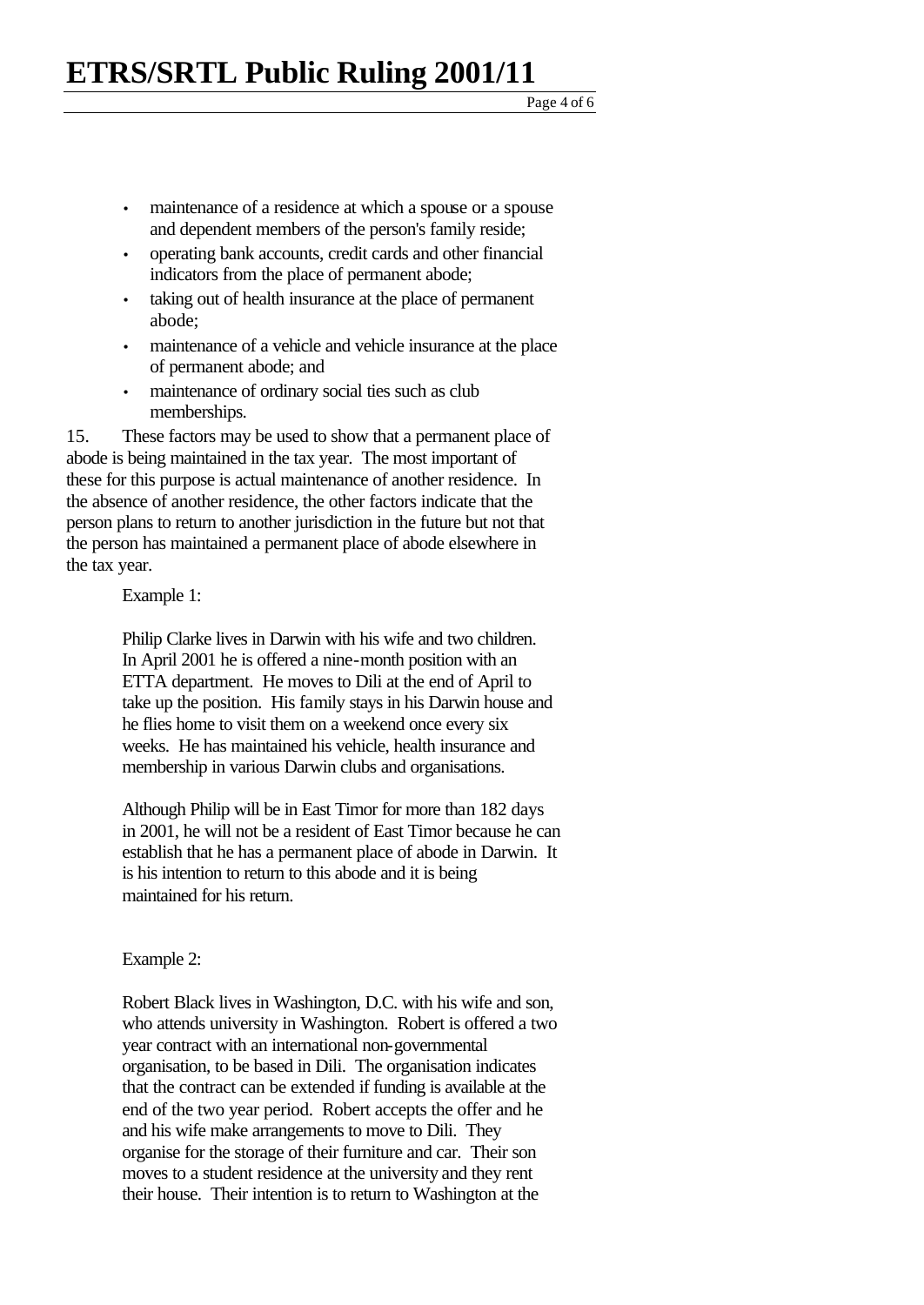- maintenance of a residence at which a spouse or a spouse and dependent members of the person's family reside;
- operating bank accounts, credit cards and other financial indicators from the place of permanent abode;
- taking out of health insurance at the place of permanent abode;
- maintenance of a vehicle and vehicle insurance at the place of permanent abode; and
- maintenance of ordinary social ties such as club memberships.

15. These factors may be used to show that a permanent place of abode is being maintained in the tax year. The most important of these for this purpose is actual maintenance of another residence. In the absence of another residence, the other factors indicate that the person plans to return to another jurisdiction in the future but not that the person has maintained a permanent place of abode elsewhere in the tax year.

> Example 1:
>
> Philip Clarke lives in Darwin with his wife and two children. In April 2001 he is offered a nine-month position with an ETTA department. He moves to Dili at the end of April to take up the position. His family stays in his Darwin house and he flies home to visit them on a weekend once every six weeks. He has maintained his vehicle, health insurance and membership in various Darwin clubs and organisations.
>
> Although Philip will be in East Timor for more than 182 days in 2001, he will not be a resident of East Timor because he can establish that he has a permanent place of abode in Darwin. It is his intention to return to this abode and it is being maintained for his return.

> Example 2:
>
> Robert Black lives in Washington, D.C. with his wife and son, who attends university in Washington. Robert is offered a two year contract with an international non-governmental organisation, to be based in Dili. The organisation indicates that the contract can be extended if funding is available at the end of the two year period. Robert accepts the offer and he and his wife make arrangements to move to Dili. They organise for the storage of their furniture and car. Their son moves to a student residence at the university and they rent their house. Their intention is to return to Washington at the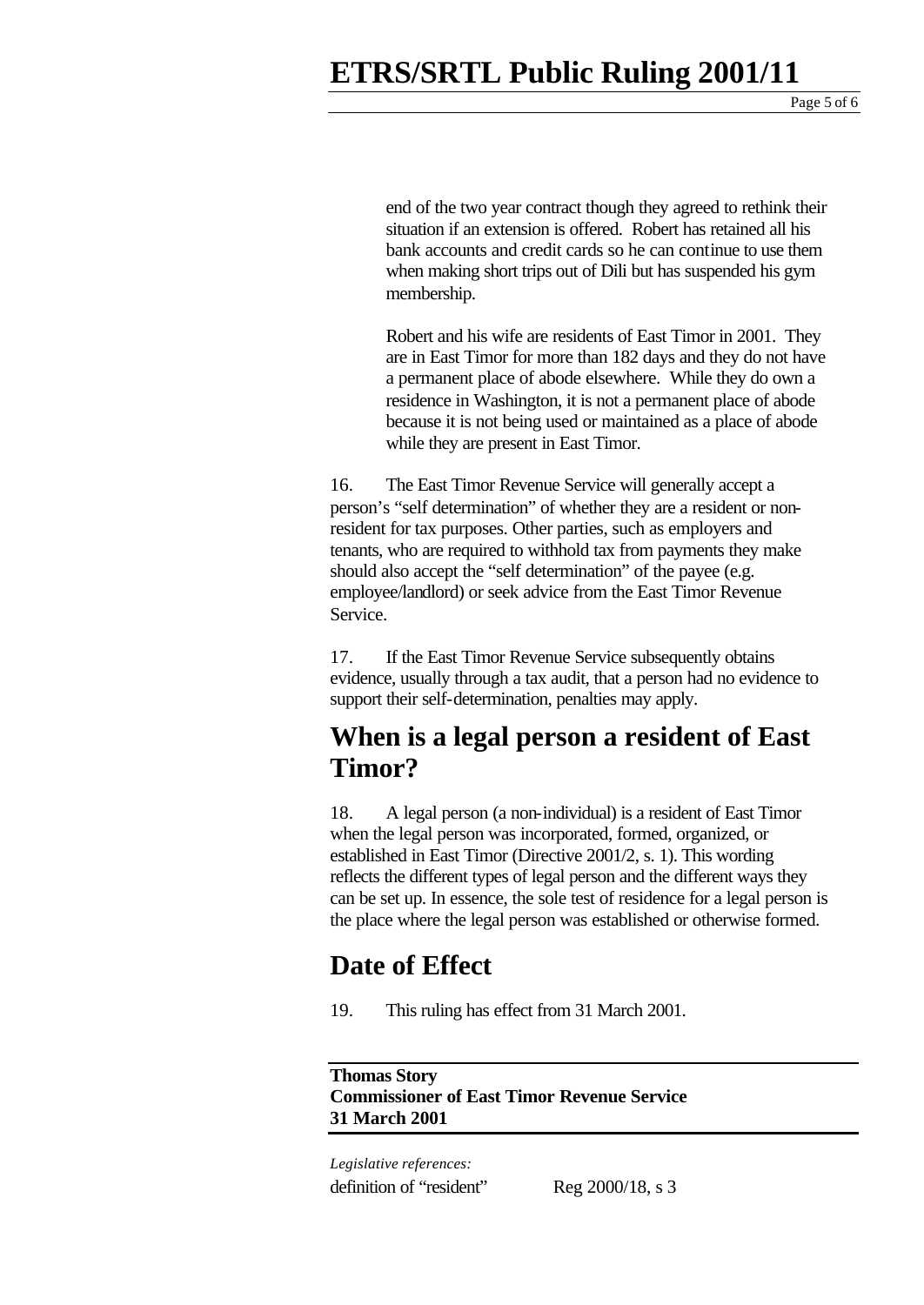end of the two year contract though they agreed to rethink their situation if an extension is offered. Robert has retained all his bank accounts and credit cards so he can continue to use them when making short trips out of Dili but has suspended his gym membership.

Robert and his wife are residents of East Timor in 2001. They are in East Timor for more than 182 days and they do not have a permanent place of abode elsewhere. While they do own a residence in Washington, it is not a permanent place of abode because it is not being used or maintained as a place of abode while they are present in East Timor.

16. The East Timor Revenue Service will generally accept a person's "self determination" of whether they are a resident or non-resident for tax purposes. Other parties, such as employers and tenants, who are required to withhold tax from payments they make should also accept the "self determination" of the payee (e.g. employee/landlord) or seek advice from the East Timor Revenue Service.

17. If the East Timor Revenue Service subsequently obtains evidence, usually through a tax audit, that a person had no evidence to support their self-determination, penalties may apply.

## When is a legal person a resident of East Timor?

18. A legal person (a non-individual) is a resident of East Timor when the legal person was incorporated, formed, organized, or established in East Timor (Directive 2001/2, s. 1). This wording reflects the different types of legal person and the different ways they can be set up. In essence, the sole test of residence for a legal person is the place where the legal person was established or otherwise formed.

## Date of Effect

19. This ruling has effect from 31 March 2001.

**Thomas Story**
**Commissioner of East Timor Revenue Service**
**31 March 2001**

*Legislative references:*

definition of "resident" Reg 2000/18, s 3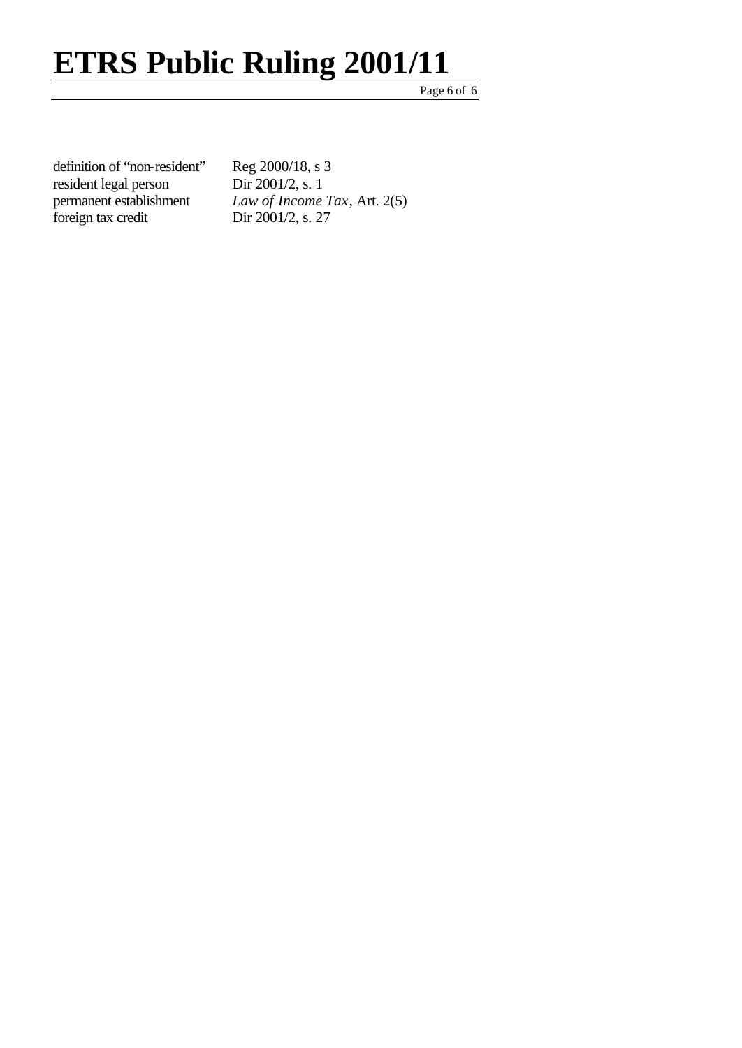| | |
|---|---|
| definition of "non-resident" | Reg 2000/18, s 3 |
| resident legal person | Dir 2001/2, s. 1 |
| permanent establishment | *Law of Income Tax*, Art. 2(5) |
| foreign tax credit | Dir 2001/2, s. 27 |